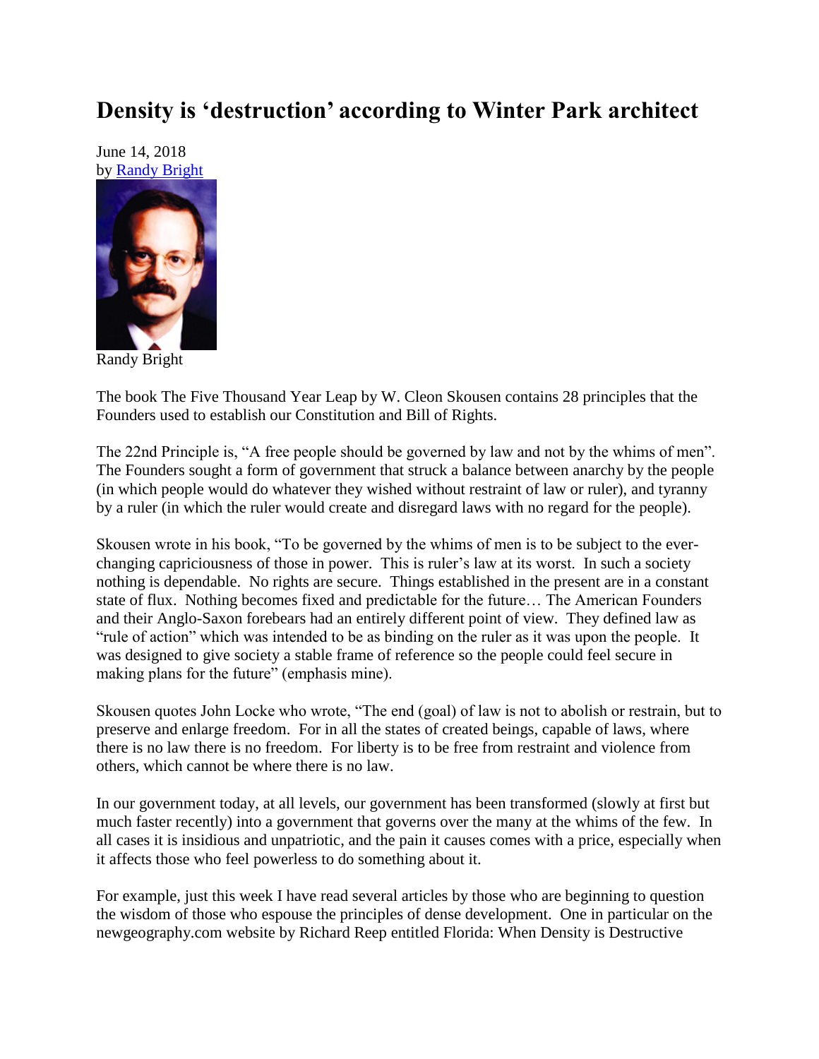# Density is 'destruction' according to Winter Park architect

June 14, 2018
by Randy Bright

Randy Bright

The book The Five Thousand Year Leap by W. Cleon Skousen contains 28 principles that the Founders used to establish our Constitution and Bill of Rights.

The 22nd Principle is, "A free people should be governed by law and not by the whims of men". The Founders sought a form of government that struck a balance between anarchy by the people (in which people would do whatever they wished without restraint of law or ruler), and tyranny by a ruler (in which the ruler would create and disregard laws with no regard for the people).

Skousen wrote in his book, "To be governed by the whims of men is to be subject to the ever-changing capriciousness of those in power. This is ruler's law at its worst. In such a society nothing is dependable. No rights are secure. Things established in the present are in a constant state of flux. Nothing becomes fixed and predictable for the future… The American Founders and their Anglo-Saxon forebears had an entirely different point of view. They defined law as "rule of action" which was intended to be as binding on the ruler as it was upon the people. It was designed to give society a stable frame of reference so the people could feel secure in making plans for the future" (emphasis mine).

Skousen quotes John Locke who wrote, "The end (goal) of law is not to abolish or restrain, but to preserve and enlarge freedom. For in all the states of created beings, capable of laws, where there is no law there is no freedom. For liberty is to be free from restraint and violence from others, which cannot be where there is no law.

In our government today, at all levels, our government has been transformed (slowly at first but much faster recently) into a government that governs over the many at the whims of the few. In all cases it is insidious and unpatriotic, and the pain it causes comes with a price, especially when it affects those who feel powerless to do something about it.

For example, just this week I have read several articles by those who are beginning to question the wisdom of those who espouse the principles of dense development. One in particular on the newgeography.com website by Richard Reep entitled Florida: When Density is Destructive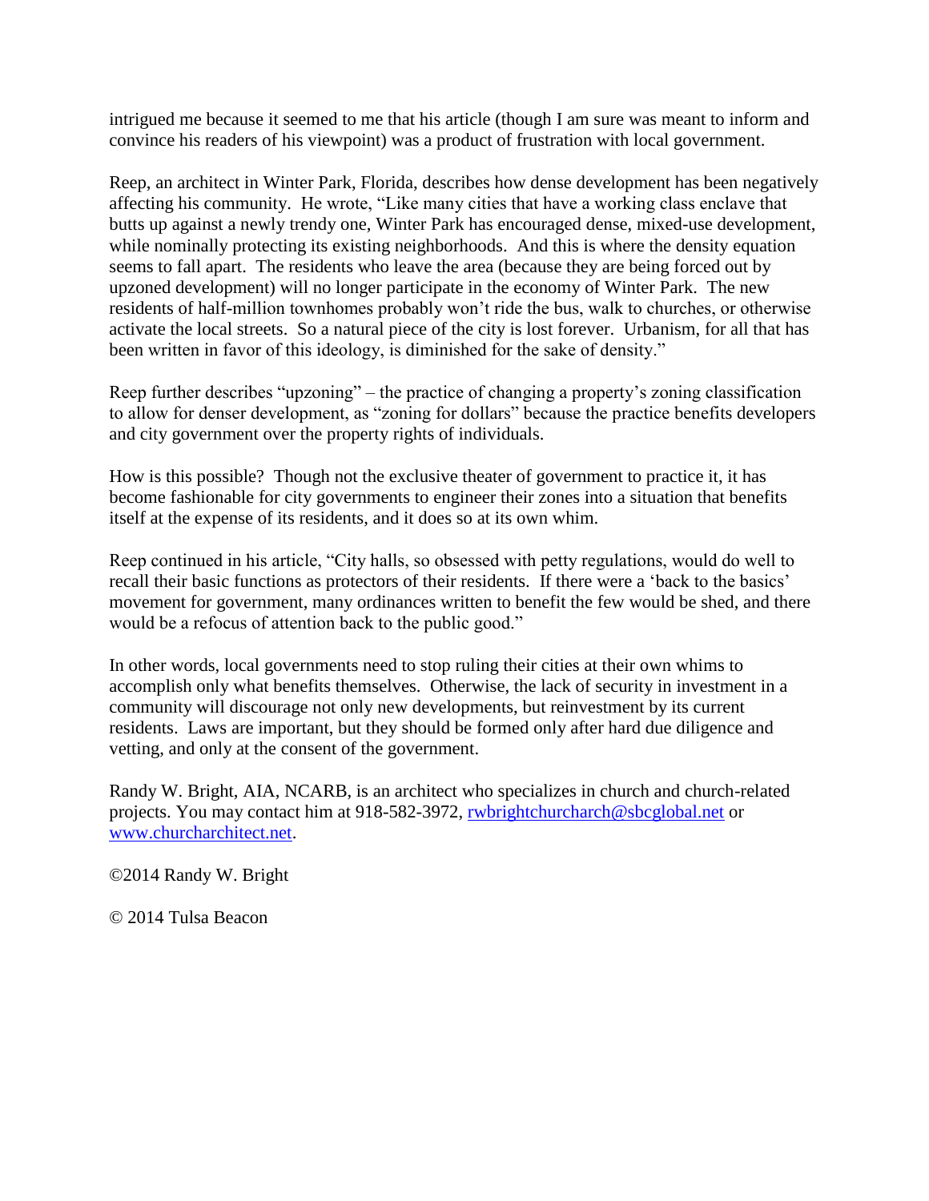intrigued me because it seemed to me that his article (though I am sure was meant to inform and convince his readers of his viewpoint) was a product of frustration with local government.

Reep, an architect in Winter Park, Florida, describes how dense development has been negatively affecting his community. He wrote, "Like many cities that have a working class enclave that butts up against a newly trendy one, Winter Park has encouraged dense, mixed-use development, while nominally protecting its existing neighborhoods. And this is where the density equation seems to fall apart. The residents who leave the area (because they are being forced out by upzoned development) will no longer participate in the economy of Winter Park. The new residents of half-million townhomes probably won't ride the bus, walk to churches, or otherwise activate the local streets. So a natural piece of the city is lost forever. Urbanism, for all that has been written in favor of this ideology, is diminished for the sake of density."

Reep further describes "upzoning" – the practice of changing a property's zoning classification to allow for denser development, as "zoning for dollars" because the practice benefits developers and city government over the property rights of individuals.

How is this possible? Though not the exclusive theater of government to practice it, it has become fashionable for city governments to engineer their zones into a situation that benefits itself at the expense of its residents, and it does so at its own whim.

Reep continued in his article, "City halls, so obsessed with petty regulations, would do well to recall their basic functions as protectors of their residents. If there were a 'back to the basics' movement for government, many ordinances written to benefit the few would be shed, and there would be a refocus of attention back to the public good."

In other words, local governments need to stop ruling their cities at their own whims to accomplish only what benefits themselves. Otherwise, the lack of security in investment in a community will discourage not only new developments, but reinvestment by its current residents. Laws are important, but they should be formed only after hard due diligence and vetting, and only at the consent of the government.

Randy W. Bright, AIA, NCARB, is an architect who specializes in church and church-related projects. You may contact him at 918-582-3972, [rwbrightchurcharch@sbcglobal.net](mailto:rwbrightchurcharch@sbcglobal.net) or [www.churcharchitect.net](http://www.churcharchitect.net).

©2014 Randy W. Bright

© 2014 Tulsa Beacon